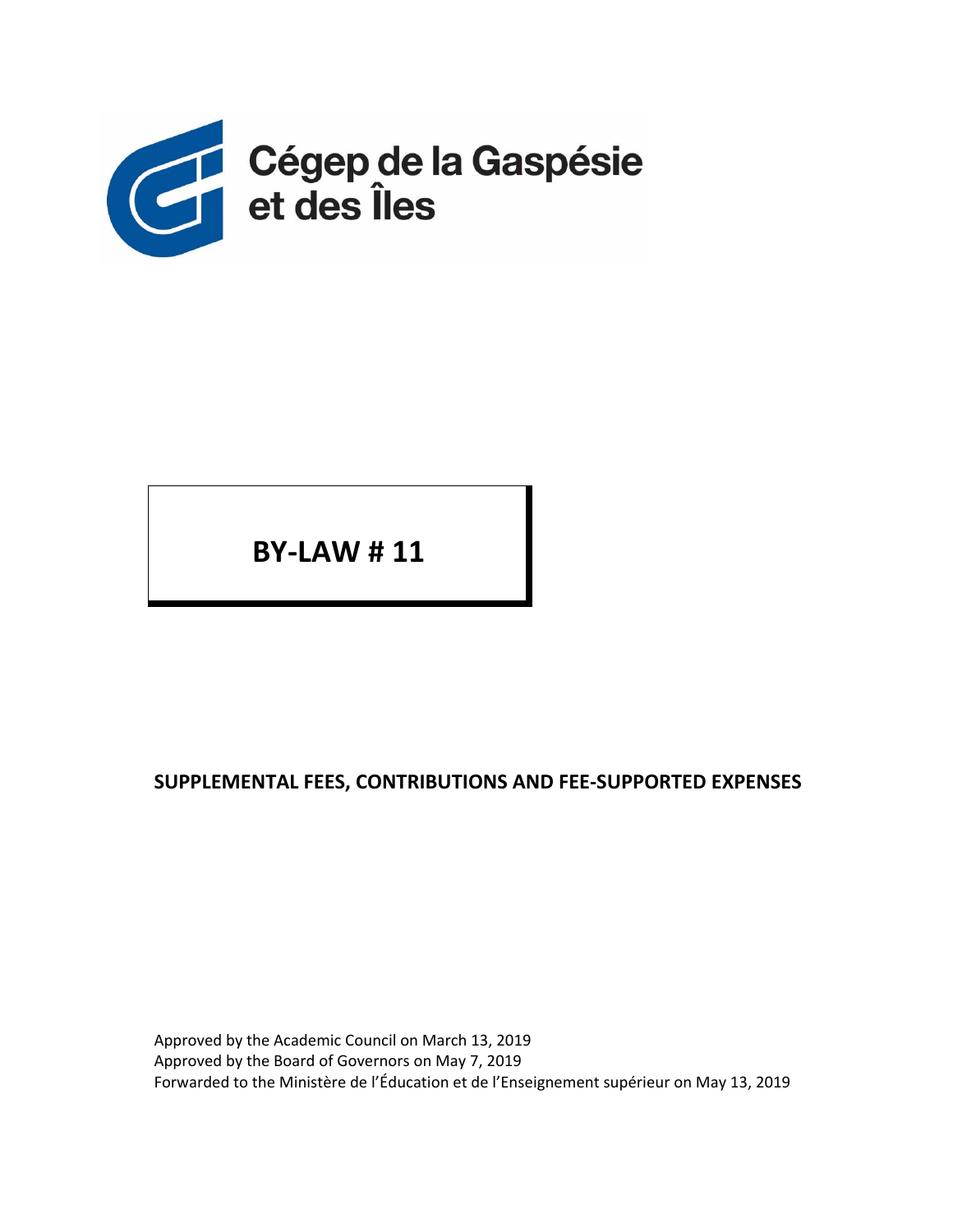Cégep de la Gaspésie et des Îles

# BY-LAW # 11

## SUPPLEMENTAL FEES, CONTRIBUTIONS AND FEE-SUPPORTED EXPENSES

Approved by the Academic Council on March 13, 2019
Approved by the Board of Governors on May 7, 2019
Forwarded to the Ministère de l'Éducation et de l'Enseignement supérieur on May 13, 2019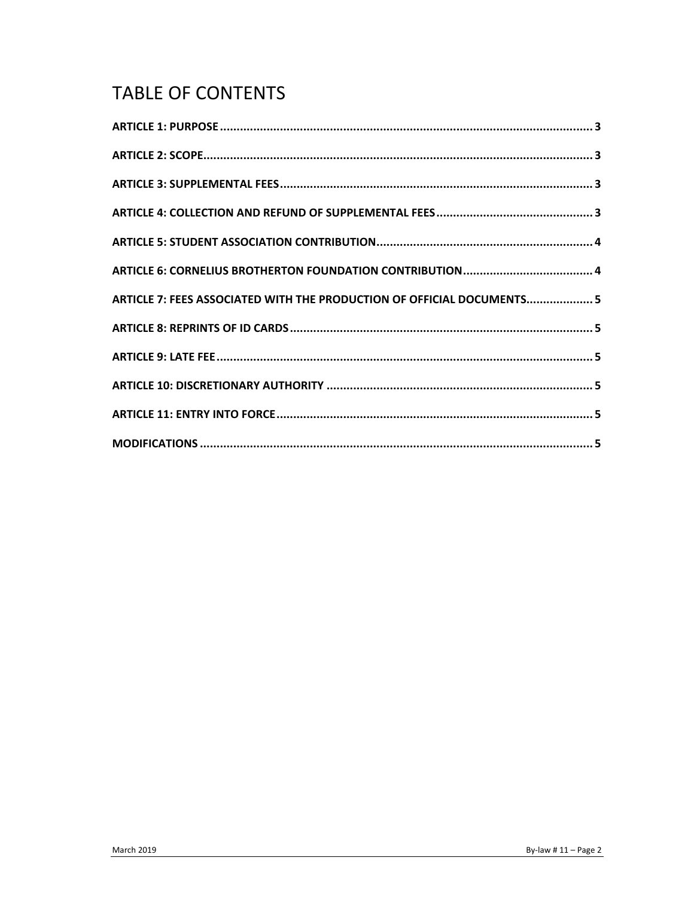# TABLE OF CONTENTS

**ARTICLE 1: PURPOSE** .......... 3

**ARTICLE 2: SCOPE** .......... 3

**ARTICLE 3: SUPPLEMENTAL FEES** .......... 3

**ARTICLE 4: COLLECTION AND REFUND OF SUPPLEMENTAL FEES** .......... 3

**ARTICLE 5: STUDENT ASSOCIATION CONTRIBUTION** .......... 4

**ARTICLE 6: CORNELIUS BROTHERTON FOUNDATION CONTRIBUTION** .......... 4

**ARTICLE 7: FEES ASSOCIATED WITH THE PRODUCTION OF OFFICIAL DOCUMENTS** .......... 5

**ARTICLE 8: REPRINTS OF ID CARDS** .......... 5

**ARTICLE 9: LATE FEE** .......... 5

**ARTICLE 10: DISCRETIONARY AUTHORITY** .......... 5

**ARTICLE 11: ENTRY INTO FORCE** .......... 5

**MODIFICATIONS** .......... 5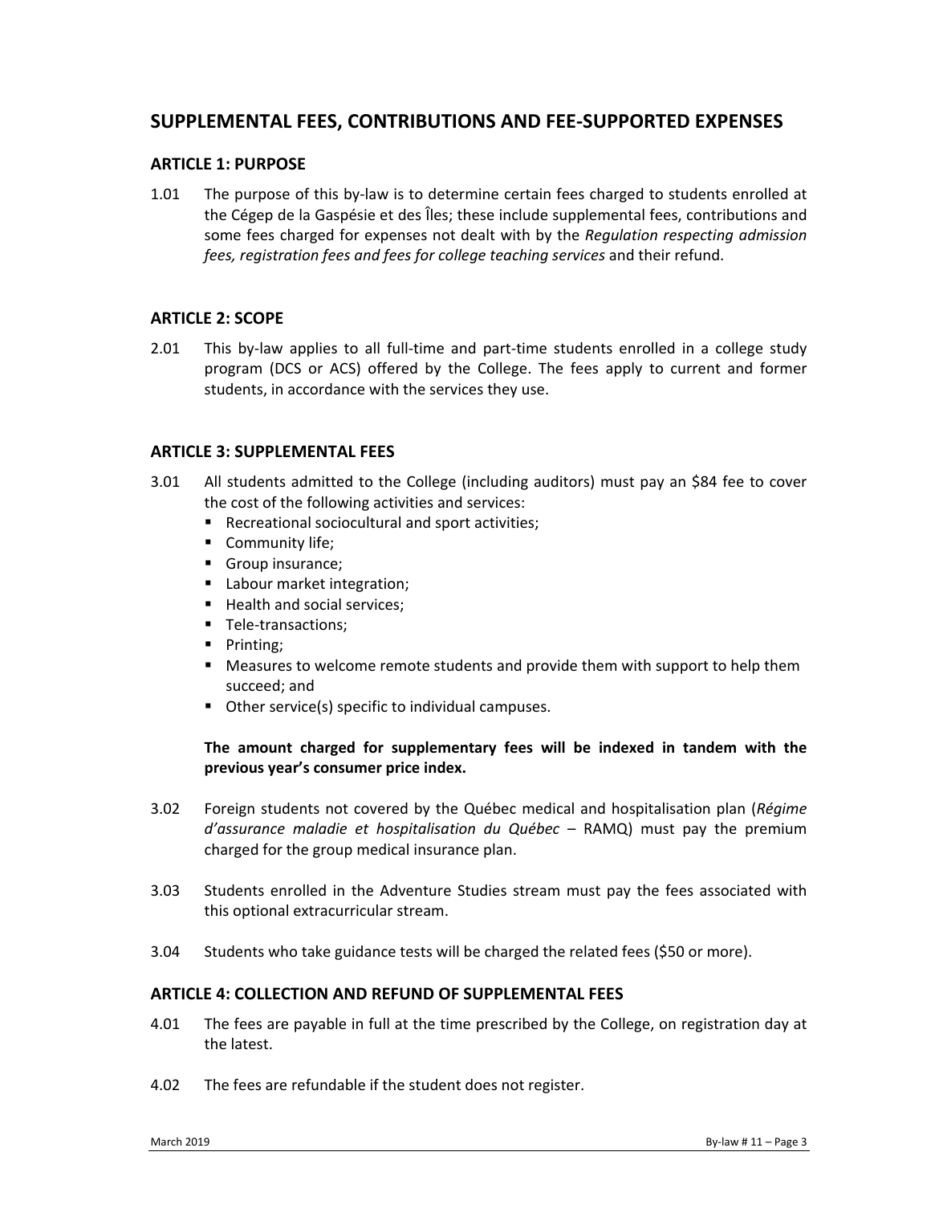## SUPPLEMENTAL FEES, CONTRIBUTIONS AND FEE-SUPPORTED EXPENSES

### ARTICLE 1: PURPOSE

1.01 The purpose of this by-law is to determine certain fees charged to students enrolled at the Cégep de la Gaspésie et des Îles; these include supplemental fees, contributions and some fees charged for expenses not dealt with by the *Regulation respecting admission fees, registration fees and fees for college teaching services* and their refund.

### ARTICLE 2: SCOPE

2.01 This by-law applies to all full-time and part-time students enrolled in a college study program (DCS or ACS) offered by the College. The fees apply to current and former students, in accordance with the services they use.

### ARTICLE 3: SUPPLEMENTAL FEES

3.01 All students admitted to the College (including auditors) must pay an $84 fee to cover the cost of the following activities and services:

- Recreational sociocultural and sport activities;
- Community life;
- Group insurance;
- Labour market integration;
- Health and social services;
- Tele-transactions;
- Printing;
- Measures to welcome remote students and provide them with support to help them succeed; and
- Other service(s) specific to individual campuses.

**The amount charged for supplementary fees will be indexed in tandem with the previous year's consumer price index.**

3.02 Foreign students not covered by the Québec medical and hospitalisation plan (*Régime d'assurance maladie et hospitalisation du Québec* – RAMQ) must pay the premium charged for the group medical insurance plan.

3.03 Students enrolled in the Adventure Studies stream must pay the fees associated with this optional extracurricular stream.

3.04 Students who take guidance tests will be charged the related fees ($50 or more).

### ARTICLE 4: COLLECTION AND REFUND OF SUPPLEMENTAL FEES

4.01 The fees are payable in full at the time prescribed by the College, on registration day at the latest.

4.02 The fees are refundable if the student does not register.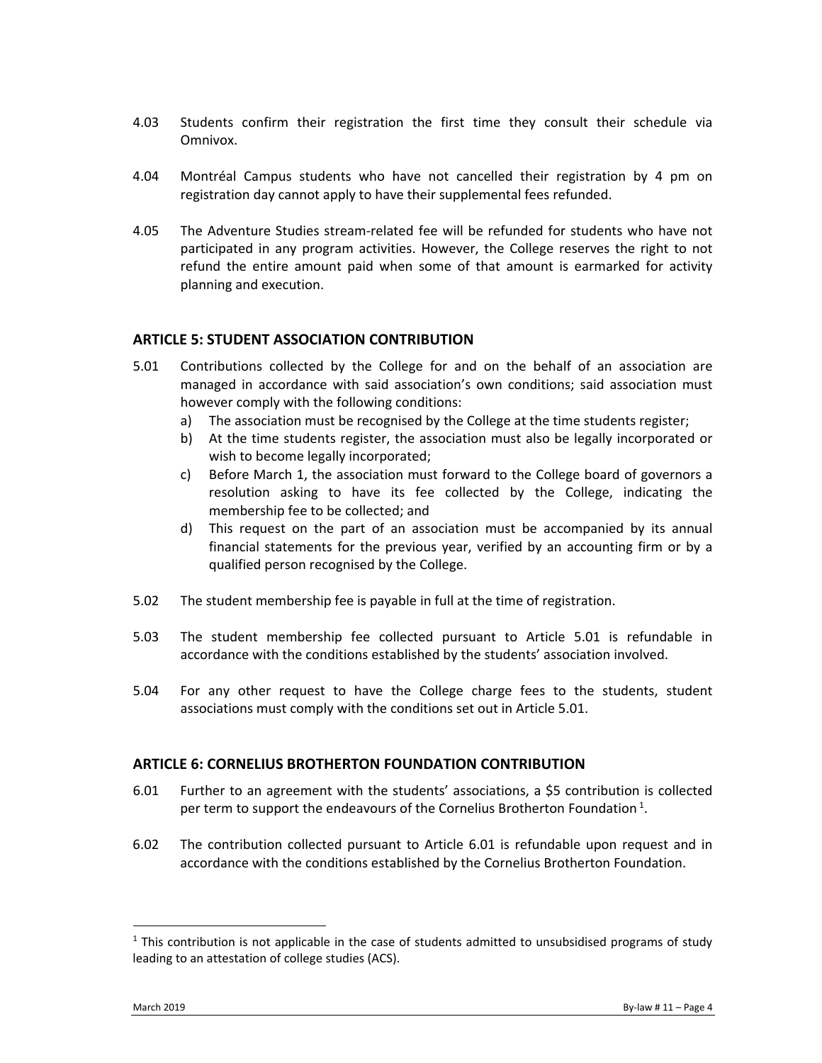4.03 Students confirm their registration the first time they consult their schedule via Omnivox.

4.04 Montréal Campus students who have not cancelled their registration by 4 pm on registration day cannot apply to have their supplemental fees refunded.

4.05 The Adventure Studies stream-related fee will be refunded for students who have not participated in any program activities. However, the College reserves the right to not refund the entire amount paid when some of that amount is earmarked for activity planning and execution.

## ARTICLE 5: STUDENT ASSOCIATION CONTRIBUTION

5.01 Contributions collected by the College for and on the behalf of an association are managed in accordance with said association's own conditions; said association must however comply with the following conditions:

a) The association must be recognised by the College at the time students register;
b) At the time students register, the association must also be legally incorporated or wish to become legally incorporated;
c) Before March 1, the association must forward to the College board of governors a resolution asking to have its fee collected by the College, indicating the membership fee to be collected; and
d) This request on the part of an association must be accompanied by its annual financial statements for the previous year, verified by an accounting firm or by a qualified person recognised by the College.

5.02 The student membership fee is payable in full at the time of registration.

5.03 The student membership fee collected pursuant to Article 5.01 is refundable in accordance with the conditions established by the students' association involved.

5.04 For any other request to have the College charge fees to the students, student associations must comply with the conditions set out in Article 5.01.

## ARTICLE 6: CORNELIUS BROTHERTON FOUNDATION CONTRIBUTION

6.01 Further to an agreement with the students' associations, a $5 contribution is collected per term to support the endeavours of the Cornelius Brotherton Foundation [1].

6.02 The contribution collected pursuant to Article 6.01 is refundable upon request and in accordance with the conditions established by the Cornelius Brotherton Foundation.

---

[1] This contribution is not applicable in the case of students admitted to unsubsidised programs of study leading to an attestation of college studies (ACS).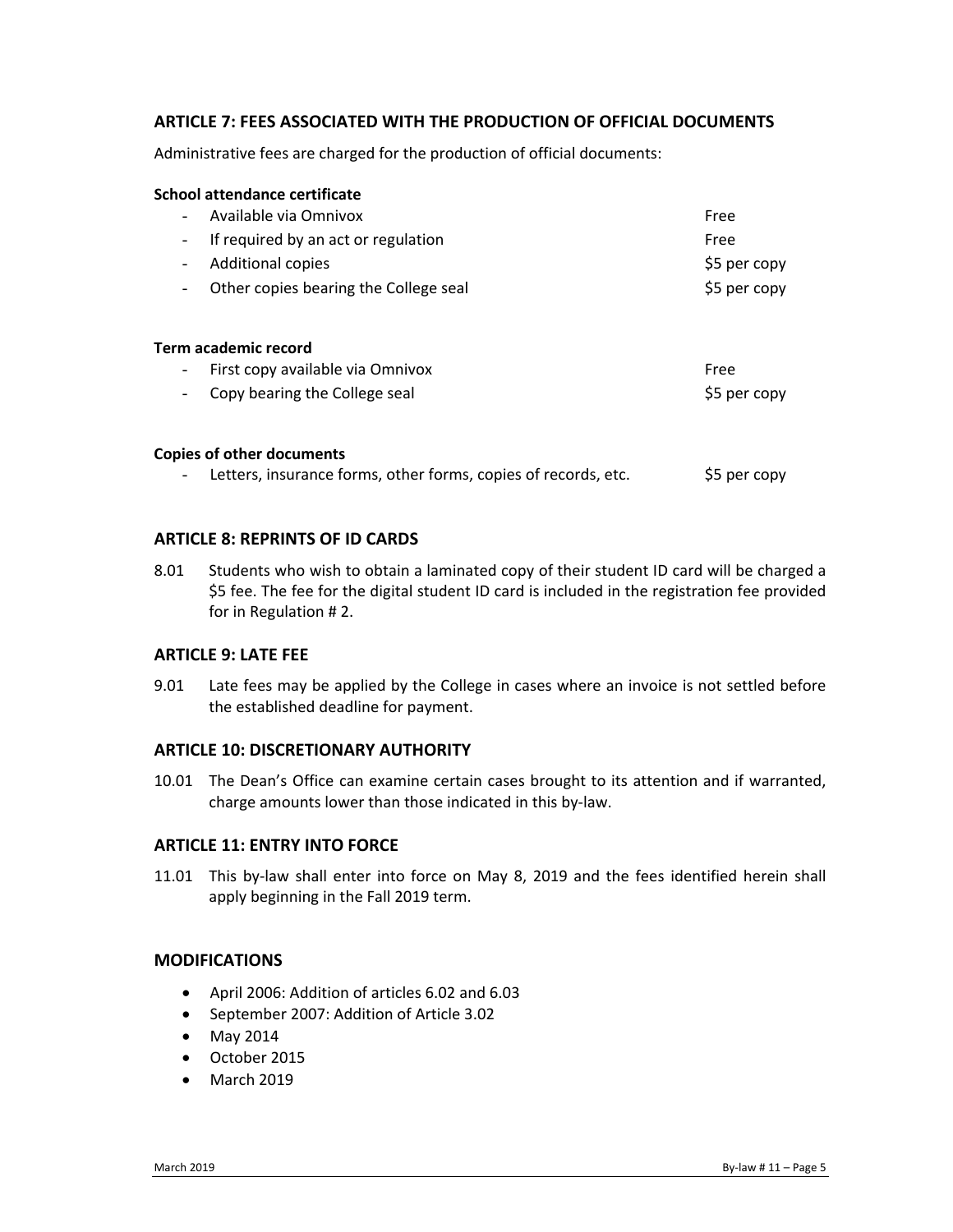## ARTICLE 7: FEES ASSOCIATED WITH THE PRODUCTION OF OFFICIAL DOCUMENTS

Administrative fees are charged for the production of official documents:

**School attendance certificate**

| | |
|---|---|
| - Available via Omnivox | Free |
| - If required by an act or regulation | Free |
| - Additional copies | $5 per copy |
| - Other copies bearing the College seal | $5 per copy |

**Term academic record**

| | |
|---|---|
| - First copy available via Omnivox | Free |
| - Copy bearing the College seal | $5 per copy |

**Copies of other documents**

| | |
|---|---|
| - Letters, insurance forms, other forms, copies of records, etc. | $5 per copy |

## ARTICLE 8: REPRINTS OF ID CARDS

8.01 Students who wish to obtain a laminated copy of their student ID card will be charged a $5 fee. The fee for the digital student ID card is included in the registration fee provided for in Regulation # 2.

## ARTICLE 9: LATE FEE

9.01 Late fees may be applied by the College in cases where an invoice is not settled before the established deadline for payment.

## ARTICLE 10: DISCRETIONARY AUTHORITY

10.01 The Dean's Office can examine certain cases brought to its attention and if warranted, charge amounts lower than those indicated in this by-law.

## ARTICLE 11: ENTRY INTO FORCE

11.01 This by-law shall enter into force on May 8, 2019 and the fees identified herein shall apply beginning in the Fall 2019 term.

## MODIFICATIONS

- April 2006: Addition of articles 6.02 and 6.03
- September 2007: Addition of Article 3.02
- May 2014
- October 2015
- March 2019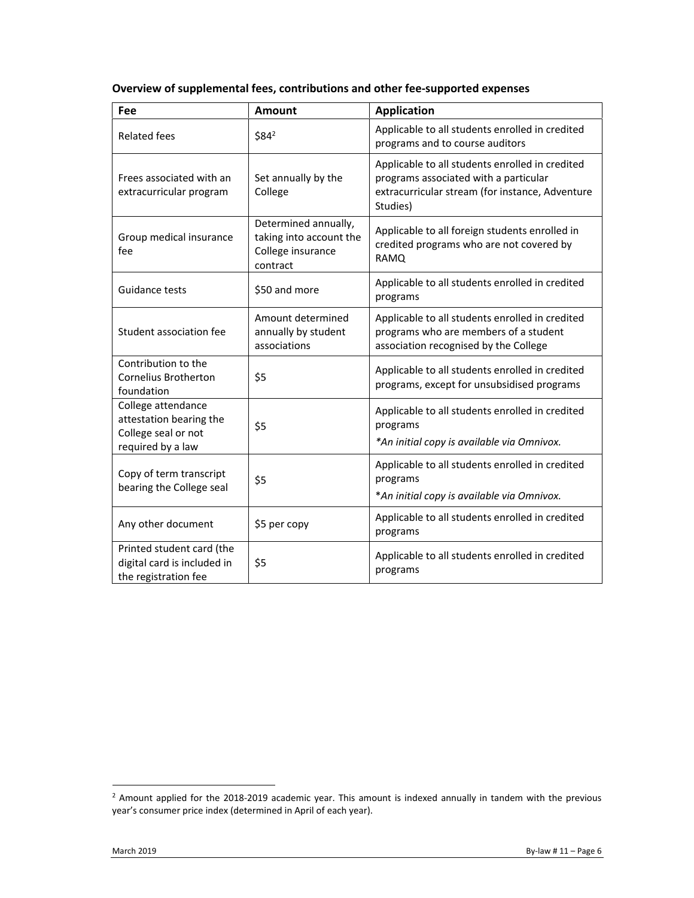**Overview of supplemental fees, contributions and other fee-supported expenses**

| Fee | Amount | Application |
|---|---|---|
| Related fees | $84[2] | Applicable to all students enrolled in credited programs and to course auditors |
| Frees associated with an extracurricular program | Set annually by the College | Applicable to all students enrolled in credited programs associated with a particular extracurricular stream (for instance, Adventure Studies) |
| Group medical insurance fee | Determined annually, taking into account the College insurance contract | Applicable to all foreign students enrolled in credited programs who are not covered by RAMQ |
| Guidance tests | $50 and more | Applicable to all students enrolled in credited programs |
| Student association fee | Amount determined annually by student associations | Applicable to all students enrolled in credited programs who are members of a student association recognised by the College |
| Contribution to the Cornelius Brotherton foundation | $5 | Applicable to all students enrolled in credited programs, except for unsubsidised programs |
| College attendance attestation bearing the College seal or not required by a law | $5 | Applicable to all students enrolled in credited programs<br>*\*An initial copy is available via Omnivox.* |
| Copy of term transcript bearing the College seal | $5 | Applicable to all students enrolled in credited programs<br>*\*An initial copy is available via Omnivox.* |
| Any other document | $5 per copy | Applicable to all students enrolled in credited programs |
| Printed student card (the digital card is included in the registration fee | $5 | Applicable to all students enrolled in credited programs |

[2] Amount applied for the 2018-2019 academic year. This amount is indexed annually in tandem with the previous year's consumer price index (determined in April of each year).